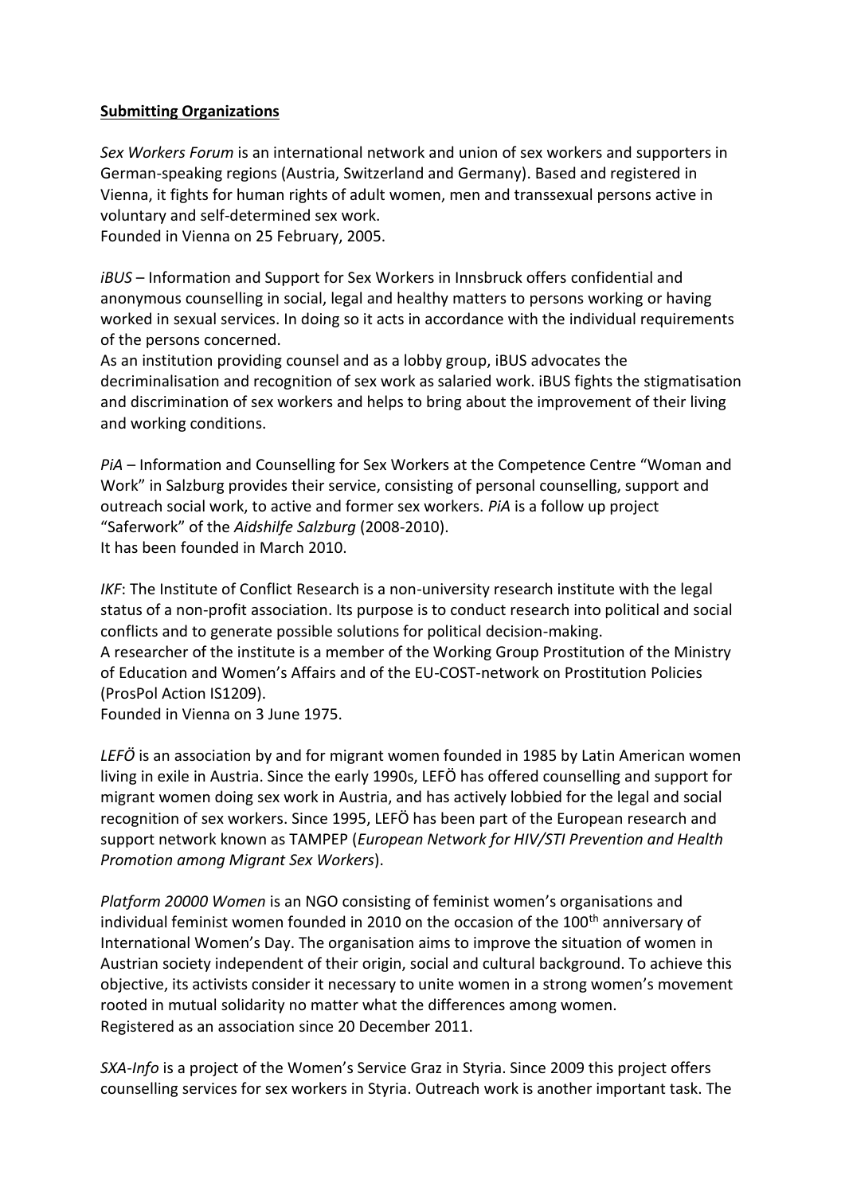**Submitting Organizations**

*Sex Workers Forum* is an international network and union of sex workers and supporters in German-speaking regions (Austria, Switzerland and Germany). Based and registered in Vienna, it fights for human rights of adult women, men and transsexual persons active in voluntary and self-determined sex work.
Founded in Vienna on 25 February, 2005.

*iBUS* – Information and Support for Sex Workers in Innsbruck offers confidential and anonymous counselling in social, legal and healthy matters to persons working or having worked in sexual services. In doing so it acts in accordance with the individual requirements of the persons concerned.
As an institution providing counsel and as a lobby group, iBUS advocates the decriminalisation and recognition of sex work as salaried work. iBUS fights the stigmatisation and discrimination of sex workers and helps to bring about the improvement of their living and working conditions.

*PiA* – Information and Counselling for Sex Workers at the Competence Centre "Woman and Work" in Salzburg provides their service, consisting of personal counselling, support and outreach social work, to active and former sex workers. *PiA* is a follow up project "Saferwork" of the *Aidshilfe Salzburg* (2008-2010).
It has been founded in March 2010.

*IKF*: The Institute of Conflict Research is a non-university research institute with the legal status of a non-profit association. Its purpose is to conduct research into political and social conflicts and to generate possible solutions for political decision-making.
A researcher of the institute is a member of the Working Group Prostitution of the Ministry of Education and Women's Affairs and of the EU-COST-network on Prostitution Policies (ProsPol Action IS1209).
Founded in Vienna on 3 June 1975.

*LEFÖ* is an association by and for migrant women founded in 1985 by Latin American women living in exile in Austria. Since the early 1990s, LEFÖ has offered counselling and support for migrant women doing sex work in Austria, and has actively lobbied for the legal and social recognition of sex workers. Since 1995, LEFÖ has been part of the European research and support network known as TAMPEP (*European Network for HIV/STI Prevention and Health Promotion among Migrant Sex Workers*).

*Platform 20000 Women* is an NGO consisting of feminist women's organisations and individual feminist women founded in 2010 on the occasion of the 100th anniversary of International Women's Day. The organisation aims to improve the situation of women in Austrian society independent of their origin, social and cultural background. To achieve this objective, its activists consider it necessary to unite women in a strong women's movement rooted in mutual solidarity no matter what the differences among women.
Registered as an association since 20 December 2011.

*SXA-Info* is a project of the Women's Service Graz in Styria. Since 2009 this project offers counselling services for sex workers in Styria. Outreach work is another important task. The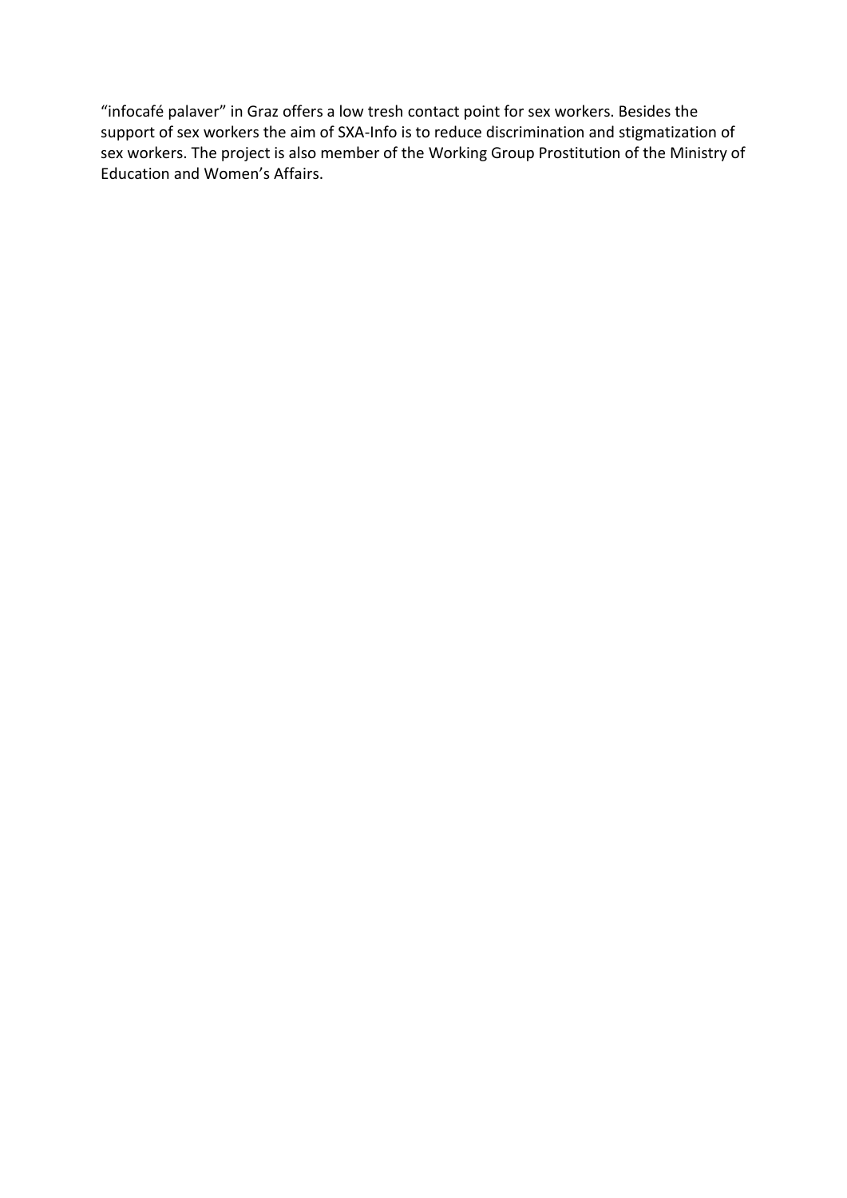“infocafé palaver” in Graz offers a low tresh contact point for sex workers. Besides the support of sex workers the aim of SXA-Info is to reduce discrimination and stigmatization of sex workers. The project is also member of the Working Group Prostitution of the Ministry of Education and Women’s Affairs.